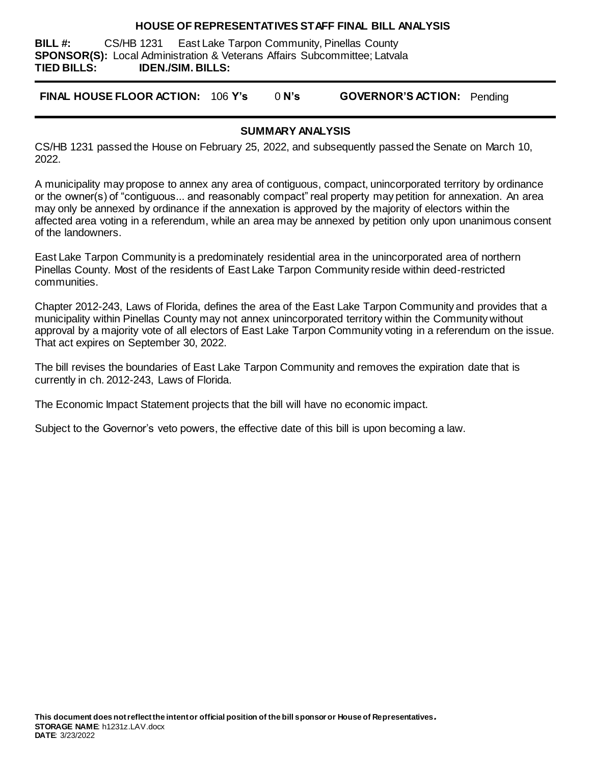# HOUSE OF REPRESENTATIVES STAFF FINAL BILL ANALYSIS

**BILL #:** CS/HB 1231 East Lake Tarpon Community, Pinellas County
**SPONSOR(S):** Local Administration & Veterans Affairs Subcommittee; Latvala
**TIED BILLS:** **IDEN./SIM. BILLS:**

**FINAL HOUSE FLOOR ACTION:** 106 **Y's** 0 **N's** **GOVERNOR'S ACTION:** Pending

## SUMMARY ANALYSIS

CS/HB 1231 passed the House on February 25, 2022, and subsequently passed the Senate on March 10, 2022.

A municipality may propose to annex any area of contiguous, compact, unincorporated territory by ordinance or the owner(s) of "contiguous... and reasonably compact" real property may petition for annexation. An area may only be annexed by ordinance if the annexation is approved by the majority of electors within the affected area voting in a referendum, while an area may be annexed by petition only upon unanimous consent of the landowners.

East Lake Tarpon Community is a predominately residential area in the unincorporated area of northern Pinellas County. Most of the residents of East Lake Tarpon Community reside within deed-restricted communities.

Chapter 2012-243, Laws of Florida, defines the area of the East Lake Tarpon Community and provides that a municipality within Pinellas County may not annex unincorporated territory within the Community without approval by a majority vote of all electors of East Lake Tarpon Community voting in a referendum on the issue. That act expires on September 30, 2022.

The bill revises the boundaries of East Lake Tarpon Community and removes the expiration date that is currently in ch. 2012-243, Laws of Florida.

The Economic Impact Statement projects that the bill will have no economic impact.

Subject to the Governor's veto powers, the effective date of this bill is upon becoming a law.

**This document does not reflect the intent or official position of the bill sponsor or House of Representatives.**
**STORAGE NAME**: h1231z.LAV.docx
**DATE**: 3/23/2022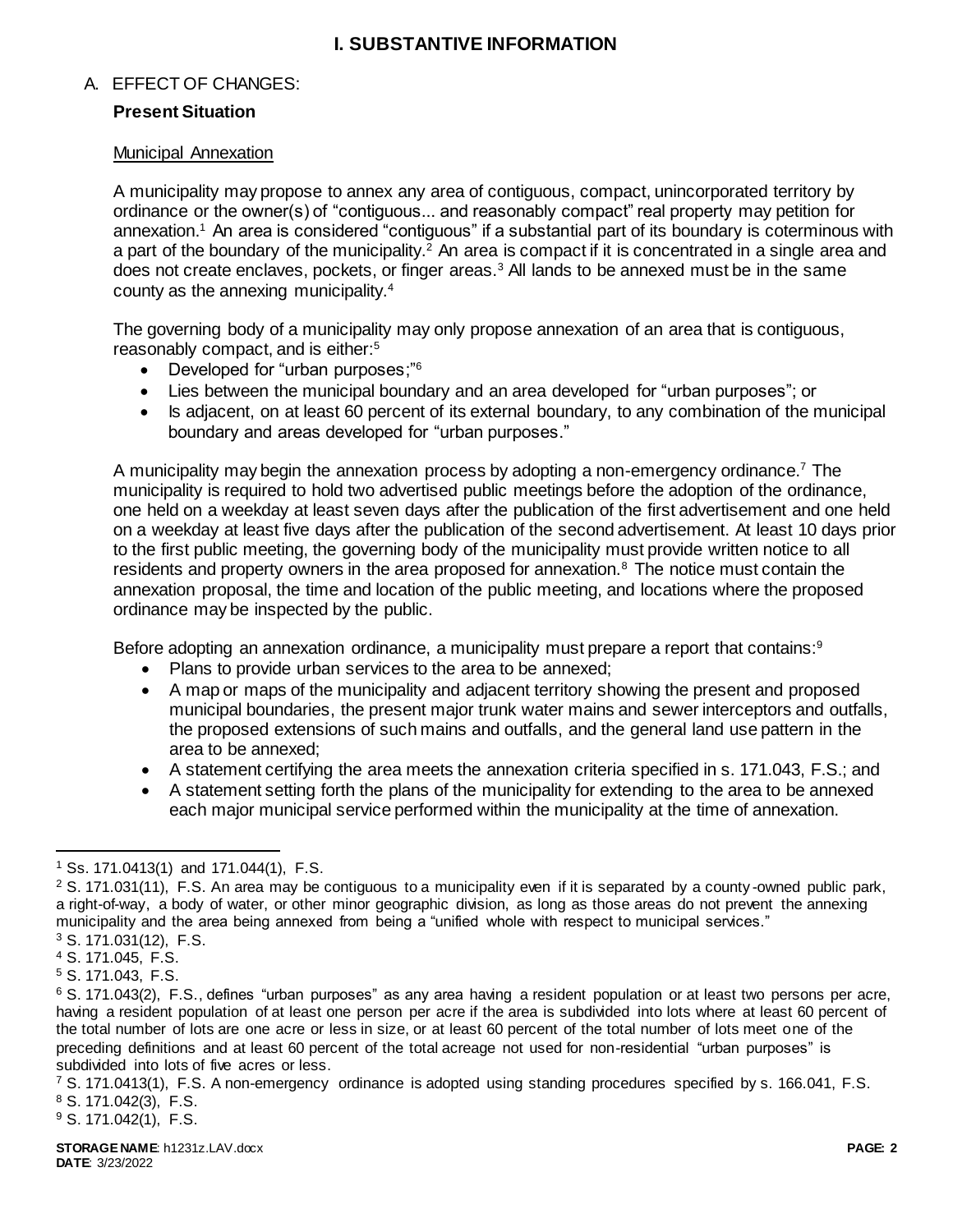# I. SUBSTANTIVE INFORMATION

A. EFFECT OF CHANGES:

### Present Situation

Municipal Annexation

A municipality may propose to annex any area of contiguous, compact, unincorporated territory by ordinance or the owner(s) of "contiguous... and reasonably compact" real property may petition for annexation.[1] An area is considered "contiguous" if a substantial part of its boundary is coterminous with a part of the boundary of the municipality.[2] An area is compact if it is concentrated in a single area and does not create enclaves, pockets, or finger areas.[3] All lands to be annexed must be in the same county as the annexing municipality.[4]

The governing body of a municipality may only propose annexation of an area that is contiguous, reasonably compact, and is either:[5]

- Developed for "urban purposes;"[6]
- Lies between the municipal boundary and an area developed for "urban purposes"; or
- Is adjacent, on at least 60 percent of its external boundary, to any combination of the municipal boundary and areas developed for "urban purposes."

A municipality may begin the annexation process by adopting a non-emergency ordinance.[7] The municipality is required to hold two advertised public meetings before the adoption of the ordinance, one held on a weekday at least seven days after the publication of the first advertisement and one held on a weekday at least five days after the publication of the second advertisement. At least 10 days prior to the first public meeting, the governing body of the municipality must provide written notice to all residents and property owners in the area proposed for annexation.[8] The notice must contain the annexation proposal, the time and location of the public meeting, and locations where the proposed ordinance may be inspected by the public.

Before adopting an annexation ordinance, a municipality must prepare a report that contains:[9]

- Plans to provide urban services to the area to be annexed;
- A map or maps of the municipality and adjacent territory showing the present and proposed municipal boundaries, the present major trunk water mains and sewer interceptors and outfalls, the proposed extensions of such mains and outfalls, and the general land use pattern in the area to be annexed;
- A statement certifying the area meets the annexation criteria specified in s. 171.043, F.S.; and
- A statement setting forth the plans of the municipality for extending to the area to be annexed each major municipal service performed within the municipality at the time of annexation.

---

[1] Ss. 171.0413(1) and 171.044(1), F.S.

[2] S. 171.031(11), F.S. An area may be contiguous to a municipality even if it is separated by a county-owned public park, a right-of-way, a body of water, or other minor geographic division, as long as those areas do not prevent the annexing municipality and the area being annexed from being a "unified whole with respect to municipal services."

[3] S. 171.031(12), F.S.

[4] S. 171.045, F.S.

[5] S. 171.043, F.S.

[6] S. 171.043(2), F.S., defines "urban purposes" as any area having a resident population or at least two persons per acre, having a resident population of at least one person per acre if the area is subdivided into lots where at least 60 percent of the total number of lots are one acre or less in size, or at least 60 percent of the total number of lots meet one of the preceding definitions and at least 60 percent of the total acreage not used for non-residential "urban purposes" is subdivided into lots of five acres or less.

[7] S. 171.0413(1), F.S. A non-emergency ordinance is adopted using standing procedures specified by s. 166.041, F.S.

[8] S. 171.042(3), F.S.

[9] S. 171.042(1), F.S.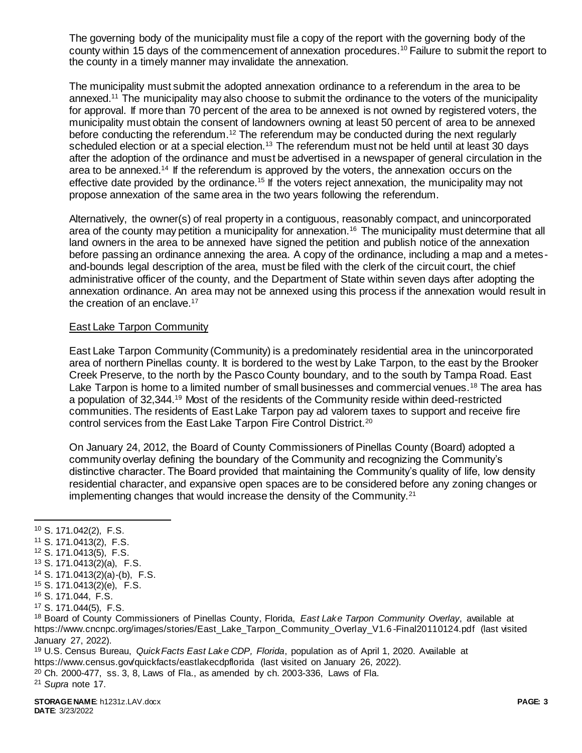The governing body of the municipality must file a copy of the report with the governing body of the county within 15 days of the commencement of annexation procedures.[10] Failure to submit the report to the county in a timely manner may invalidate the annexation.

The municipality must submit the adopted annexation ordinance to a referendum in the area to be annexed.[11] The municipality may also choose to submit the ordinance to the voters of the municipality for approval. If more than 70 percent of the area to be annexed is not owned by registered voters, the municipality must obtain the consent of landowners owning at least 50 percent of area to be annexed before conducting the referendum.[12] The referendum may be conducted during the next regularly scheduled election or at a special election.[13] The referendum must not be held until at least 30 days after the adoption of the ordinance and must be advertised in a newspaper of general circulation in the area to be annexed.[14] If the referendum is approved by the voters, the annexation occurs on the effective date provided by the ordinance.[15] If the voters reject annexation, the municipality may not propose annexation of the same area in the two years following the referendum.

Alternatively, the owner(s) of real property in a contiguous, reasonably compact, and unincorporated area of the county may petition a municipality for annexation.[16] The municipality must determine that all land owners in the area to be annexed have signed the petition and publish notice of the annexation before passing an ordinance annexing the area. A copy of the ordinance, including a map and a metes-and-bounds legal description of the area, must be filed with the clerk of the circuit court, the chief administrative officer of the county, and the Department of State within seven days after adopting the annexation ordinance. An area may not be annexed using this process if the annexation would result in the creation of an enclave.[17]

East Lake Tarpon Community

East Lake Tarpon Community (Community) is a predominately residential area in the unincorporated area of northern Pinellas county. It is bordered to the west by Lake Tarpon, to the east by the Brooker Creek Preserve, to the north by the Pasco County boundary, and to the south by Tampa Road. East Lake Tarpon is home to a limited number of small businesses and commercial venues.[18] The area has a population of 32,344.[19] Most of the residents of the Community reside within deed-restricted communities. The residents of East Lake Tarpon pay ad valorem taxes to support and receive fire control services from the East Lake Tarpon Fire Control District.[20]

On January 24, 2012, the Board of County Commissioners of Pinellas County (Board) adopted a community overlay defining the boundary of the Community and recognizing the Community's distinctive character. The Board provided that maintaining the Community's quality of life, low density residential character, and expansive open spaces are to be considered before any zoning changes or implementing changes that would increase the density of the Community.[21]

---

[10] S. 171.042(2), F.S.
[11] S. 171.0413(2), F.S.
[12] S. 171.0413(5), F.S.
[13] S. 171.0413(2)(a), F.S.
[14] S. 171.0413(2)(a)-(b), F.S.
[15] S. 171.0413(2)(e), F.S.
[16] S. 171.044, F.S.
[17] S. 171.044(5), F.S.
[18] Board of County Commissioners of Pinellas County, Florida, *East Lake Tarpon Community Overlay*, available at https://www.cncnpc.org/images/stories/East_Lake_Tarpon_Community_Overlay_V1.6-Final20110124.pdf (last visited January 27, 2022).
[19] U.S. Census Bureau, *QuickFacts East Lake CDP, Florida*, population as of April 1, 2020. Available at https://www.census.gov/quickfacts/eastlakecdpflorida (last visited on January 26, 2022).
[20] Ch. 2000-477, ss. 3, 8, Laws of Fla., as amended by ch. 2003-336, Laws of Fla.
[21] *Supra* note 17.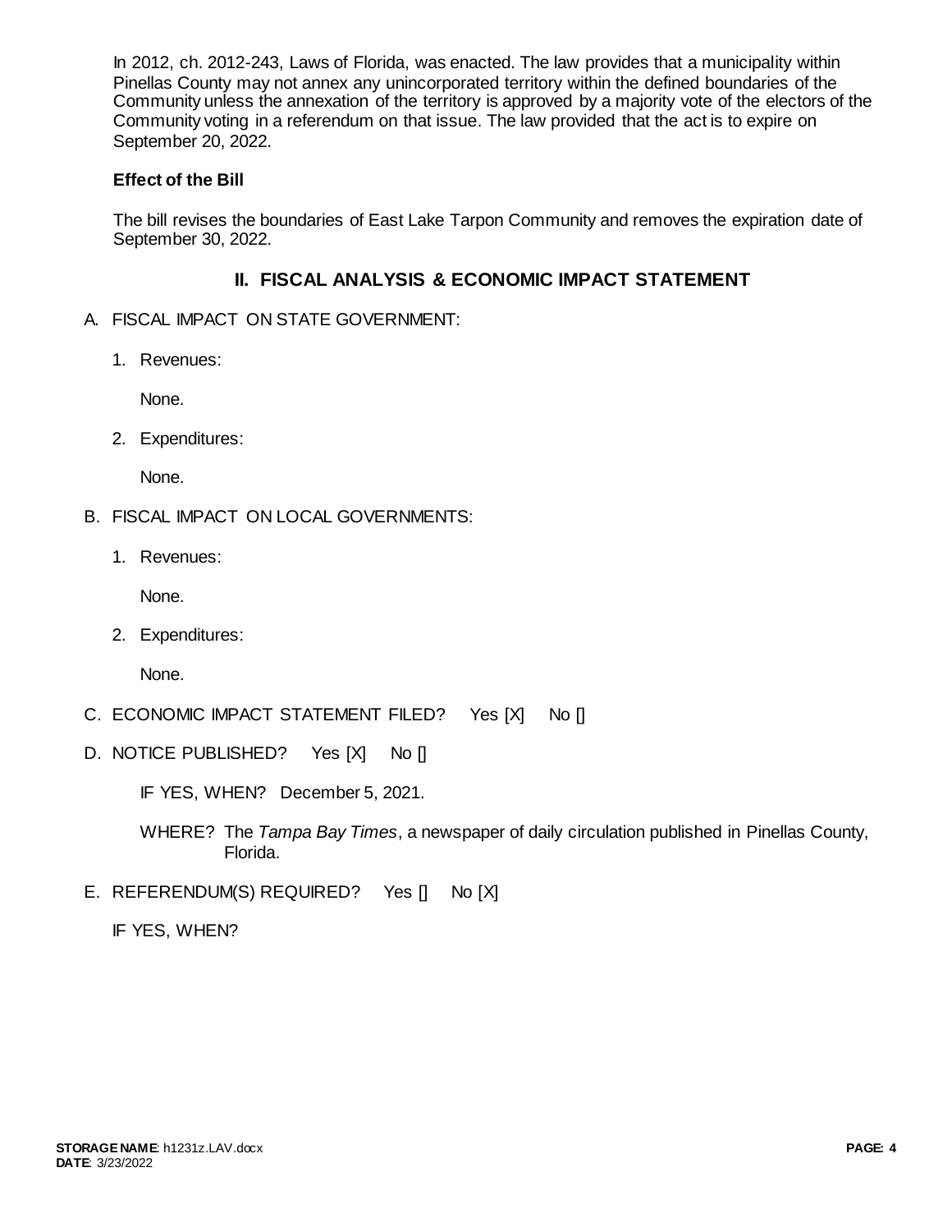In 2012, ch. 2012-243, Laws of Florida, was enacted. The law provides that a municipality within Pinellas County may not annex any unincorporated territory within the defined boundaries of the Community unless the annexation of the territory is approved by a majority vote of the electors of the Community voting in a referendum on that issue. The law provided that the act is to expire on September 20, 2022.

**Effect of the Bill**

The bill revises the boundaries of East Lake Tarpon Community and removes the expiration date of September 30, 2022.

## II. FISCAL ANALYSIS & ECONOMIC IMPACT STATEMENT

A. FISCAL IMPACT ON STATE GOVERNMENT:

1. Revenues:

   None.

2. Expenditures:

   None.

B. FISCAL IMPACT ON LOCAL GOVERNMENTS:

1. Revenues:

   None.

2. Expenditures:

   None.

C. ECONOMIC IMPACT STATEMENT FILED? Yes [X] No []

D. NOTICE PUBLISHED? Yes [X] No []

   IF YES, WHEN? December 5, 2021.

   WHERE? The *Tampa Bay Times*, a newspaper of daily circulation published in Pinellas County, Florida.

E. REFERENDUM(S) REQUIRED? Yes [] No [X]

   IF YES, WHEN?